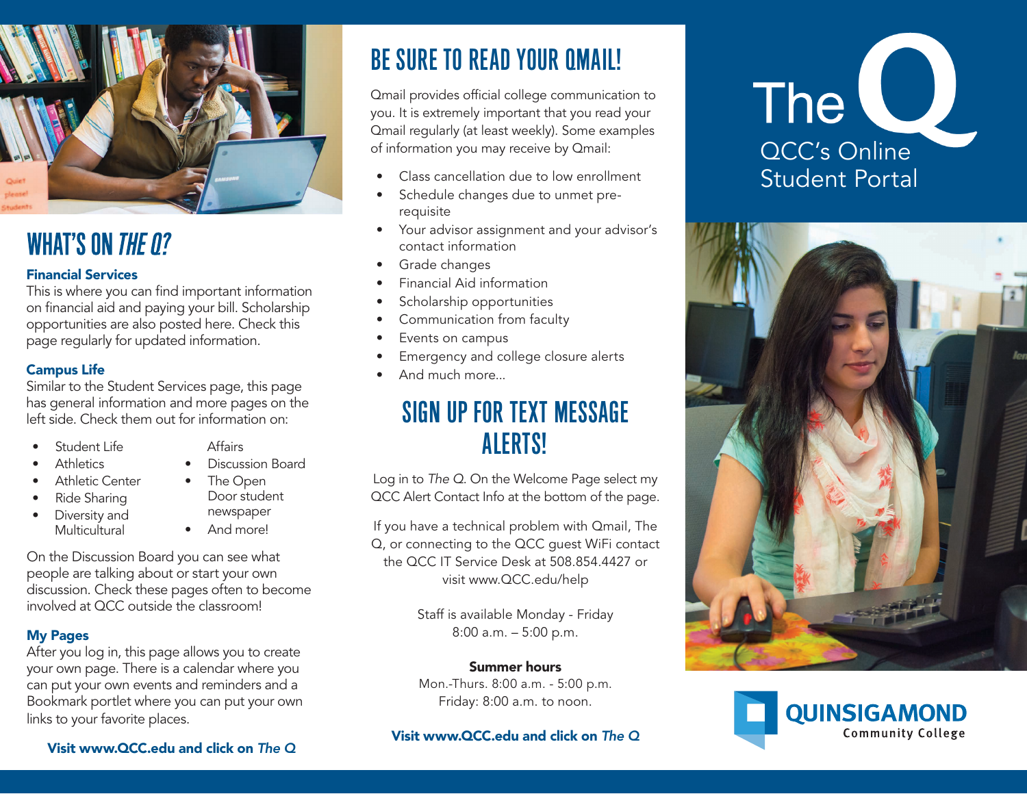# The Q

QCC's Online Student Portal

## WHAT'S ON *THE Q*?

### Financial Services

This is where you can find important information on financial aid and paying your bill. Scholarship opportunities are also posted here. Check this page regularly for updated information.

### Campus Life

Similar to the Student Services page, this page has general information and more pages on the left side. Check them out for information on:

- Student Life
- Athletics
- Athletic Center
- Ride Sharing
- Diversity and Multicultural Affairs
- Discussion Board
- The Open Door student newspaper
- And more!

On the Discussion Board you can see what people are talking about or start your own discussion. Check these pages often to become involved at QCC outside the classroom!

### My Pages

After you log in, this page allows you to create your own page. There is a calendar where you can put your own events and reminders and a Bookmark portlet where you can put your own links to your favorite places.

**Visit www.QCC.edu and click on *The Q***

## BE SURE TO READ YOUR QMAIL!

Qmail provides official college communication to you. It is extremely important that you read your Qmail regularly (at least weekly). Some examples of information you may receive by Qmail:

- Class cancellation due to low enrollment
- Schedule changes due to unmet pre-requisite
- Your advisor assignment and your advisor's contact information
- Grade changes
- Financial Aid information
- Scholarship opportunities
- Communication from faculty
- Events on campus
- Emergency and college closure alerts
- And much more...

## SIGN UP FOR TEXT MESSAGE ALERTS!

Log in to *The Q*. On the Welcome Page select my QCC Alert Contact Info at the bottom of the page.

If you have a technical problem with Qmail, The Q, or connecting to the QCC guest WiFi contact the QCC IT Service Desk at 508.854.4427 or visit www.QCC.edu/help

Staff is available Monday - Friday
8:00 a.m. – 5:00 p.m.

**Summer hours**
Mon.-Thurs. 8:00 a.m. - 5:00 p.m.
Friday: 8:00 a.m. to noon.

**Visit www.QCC.edu and click on *The Q***

QUINSIGAMOND Community College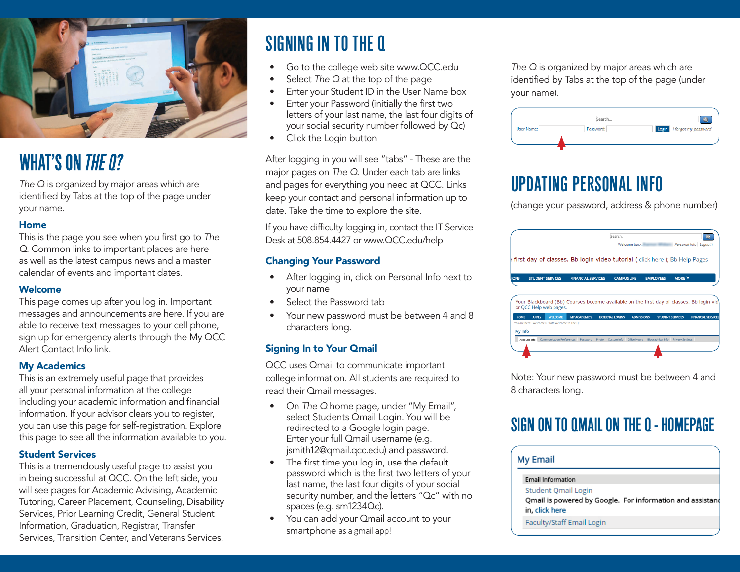# WHAT'S ON *THE Q*?

*The Q* is organized by major areas which are identified by Tabs at the top of the page under your name.

### Home

This is the page you see when you first go to *The Q*. Common links to important places are here as well as the latest campus news and a master calendar of events and important dates.

### Welcome

This page comes up after you log in. Important messages and announcements are here. If you are able to receive text messages to your cell phone, sign up for emergency alerts through the My QCC Alert Contact Info link.

### My Academics

This is an extremely useful page that provides all your personal information at the college including your academic information and financial information. If your advisor clears you to register, you can use this page for self-registration. Explore this page to see all the information available to you.

### Student Services

This is a tremendously useful page to assist you in being successful at QCC. On the left side, you will see pages for Academic Advising, Academic Tutoring, Career Placement, Counseling, Disability Services, Prior Learning Credit, General Student Information, Graduation, Registrar, Transfer Services, Transition Center, and Veterans Services.

# SIGNING IN TO THE Q

- Go to the college web site www.QCC.edu
- Select *The Q* at the top of the page
- Enter your Student ID in the User Name box
- Enter your Password (initially the first two letters of your last name, the last four digits of your social security number followed by Qc)
- Click the Login button

After logging in you will see "tabs" - These are the major pages on *The Q*. Under each tab are links and pages for everything you need at QCC. Links keep your contact and personal information up to date. Take the time to explore the site.

If you have difficulty logging in, contact the IT Service Desk at 508.854.4427 or www.QCC.edu/help

### Changing Your Password

- After logging in, click on Personal Info next to your name
- Select the Password tab
- Your new password must be between 4 and 8 characters long.

### Signing In to Your Qmail

QCC uses Qmail to communicate important college information. All students are required to read their Qmail messages.

- On *The Q* home page, under "My Email", select Students Qmail Login. You will be redirected to a Google login page. Enter your full Qmail username (e.g. jsmith12@qmail.qcc.edu) and password.
- The first time you log in, use the default password which is the first two letters of your last name, the last four digits of your social security number, and the letters "Qc" with no spaces (e.g. sm1234Qc).
- You can add your Qmail account to your smartphone as a gmail app!

*The Q* is organized by major areas which are identified by Tabs at the top of the page (under your name).

Search...

User Name: Password: Login I forgot my password

# UPDATING PERSONAL INFO

(change your password, address & phone number)

Search...

Welcome back | Personal Info | Logout

first day of classes. Bb login video tutorial ( click here ); Bb Help Pages

IONS STUDENT SERVICES FINANCIAL SERVICES CAMPUS LIFE EMPLOYEES MORE

Your Blackboard (Bb) Courses become available on the first day of classes. Bb login vid or QCC Help web pages.

HOME APPLY WELCOME MY ACADEMICS EXTERNAL LOGINS ADMISSIONS STUDENT SERVICES FINANCIAL SERVICES

You are here: Welcome > Staff Welcome to The Q!

My Info

Account Info | Communication Preferences | Password | Photo | Custom Info | Office Hours | Biographical Info | Privacy Settings

Note: Your new password must be between 4 and 8 characters long.

# SIGN ON TO QMAIL ON THE Q - HOMEPAGE

My Email

Email Information

Student Qmail Login

Qmail is powered by Google. For information and assistanc in, click here

Faculty/Staff Email Login